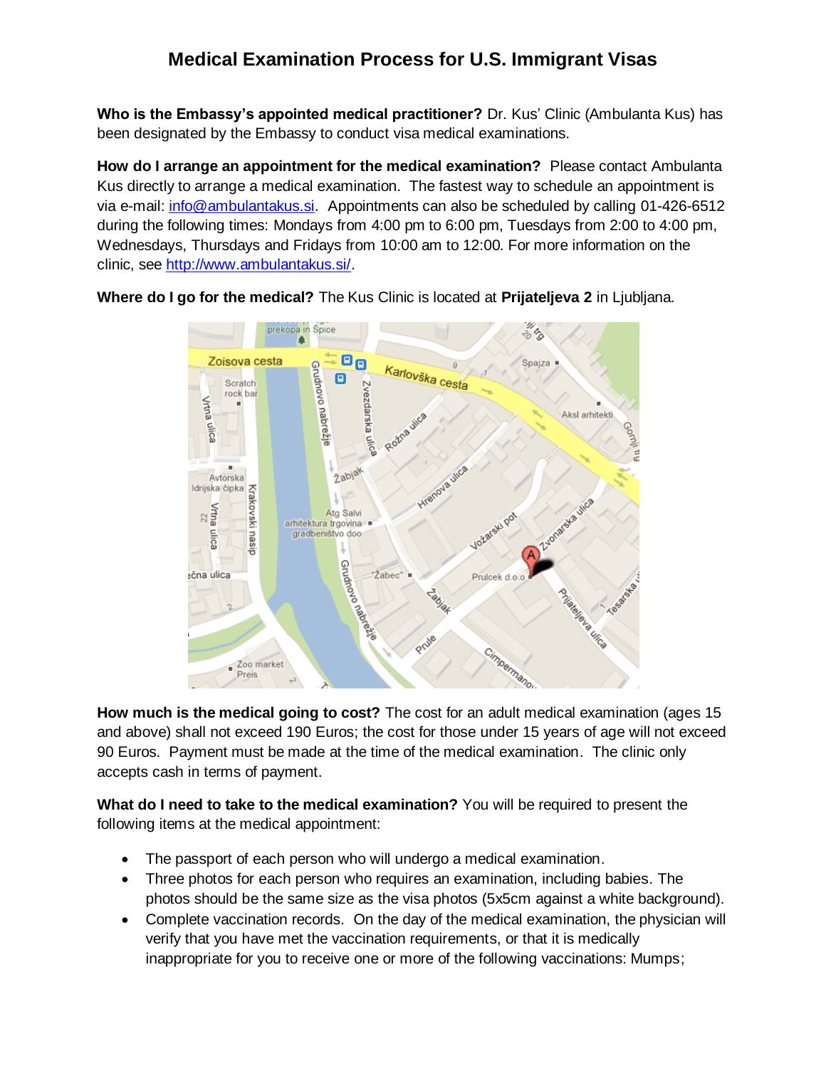# Medical Examination Process for U.S. Immigrant Visas

**Who is the Embassy's appointed medical practitioner?** Dr. Kus' Clinic (Ambulanta Kus) has been designated by the Embassy to conduct visa medical examinations.

**How do I arrange an appointment for the medical examination?** Please contact Ambulanta Kus directly to arrange a medical examination. The fastest way to schedule an appointment is via e-mail: info@ambulantakus.si. Appointments can also be scheduled by calling 01-426-6512 during the following times: Mondays from 4:00 pm to 6:00 pm, Tuesdays from 2:00 to 4:00 pm, Wednesdays, Thursdays and Fridays from 10:00 am to 12:00. For more information on the clinic, see http://www.ambulantakus.si/.

**Where do I go for the medical?** The Kus Clinic is located at **Prijateljeva 2** in Ljubljana.

**How much is the medical going to cost?** The cost for an adult medical examination (ages 15 and above) shall not exceed 190 Euros; the cost for those under 15 years of age will not exceed 90 Euros. Payment must be made at the time of the medical examination. The clinic only accepts cash in terms of payment.

**What do I need to take to the medical examination?** You will be required to present the following items at the medical appointment:

- The passport of each person who will undergo a medical examination.
- Three photos for each person who requires an examination, including babies. The photos should be the same size as the visa photos (5x5cm against a white background).
- Complete vaccination records. On the day of the medical examination, the physician will verify that you have met the vaccination requirements, or that it is medically inappropriate for you to receive one or more of the following vaccinations: Mumps;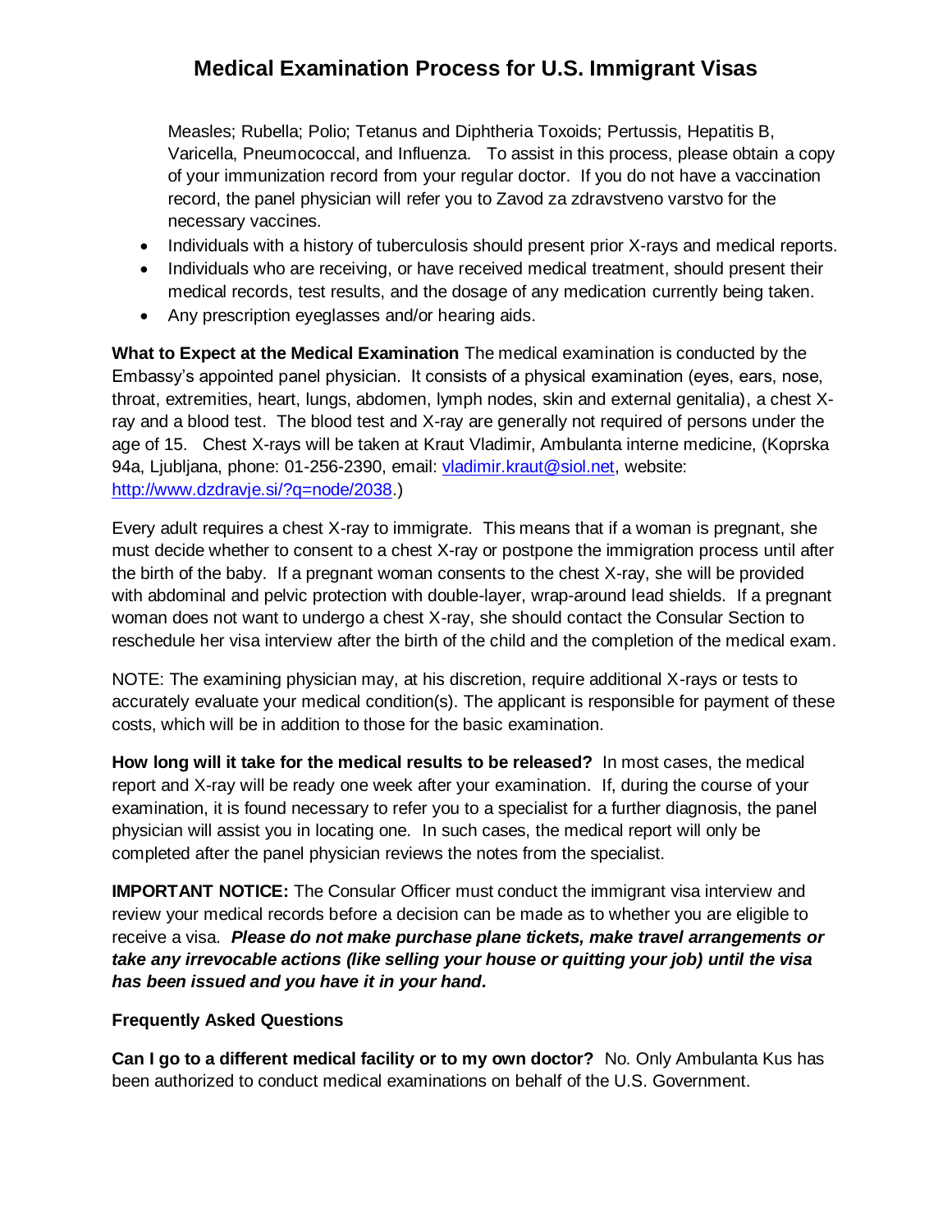Measles; Rubella; Polio; Tetanus and Diphtheria Toxoids; Pertussis, Hepatitis B, Varicella, Pneumococcal, and Influenza. To assist in this process, please obtain a copy of your immunization record from your regular doctor. If you do not have a vaccination record, the panel physician will refer you to Zavod za zdravstveno varstvo for the necessary vaccines.

- Individuals with a history of tuberculosis should present prior X-rays and medical reports.
- Individuals who are receiving, or have received medical treatment, should present their medical records, test results, and the dosage of any medication currently being taken.
- Any prescription eyeglasses and/or hearing aids.

**What to Expect at the Medical Examination** The medical examination is conducted by the Embassy's appointed panel physician. It consists of a physical examination (eyes, ears, nose, throat, extremities, heart, lungs, abdomen, lymph nodes, skin and external genitalia), a chest X-ray and a blood test. The blood test and X-ray are generally not required of persons under the age of 15. Chest X-rays will be taken at Kraut Vladimir, Ambulanta interne medicine, (Koprska 94a, Ljubljana, phone: 01-256-2390, email: vladimir.kraut@siol.net, website: http://www.dzdravje.si/?q=node/2038.)

Every adult requires a chest X-ray to immigrate. This means that if a woman is pregnant, she must decide whether to consent to a chest X-ray or postpone the immigration process until after the birth of the baby. If a pregnant woman consents to the chest X-ray, she will be provided with abdominal and pelvic protection with double-layer, wrap-around lead shields. If a pregnant woman does not want to undergo a chest X-ray, she should contact the Consular Section to reschedule her visa interview after the birth of the child and the completion of the medical exam.

NOTE: The examining physician may, at his discretion, require additional X-rays or tests to accurately evaluate your medical condition(s). The applicant is responsible for payment of these costs, which will be in addition to those for the basic examination.

**How long will it take for the medical results to be released?** In most cases, the medical report and X-ray will be ready one week after your examination. If, during the course of your examination, it is found necessary to refer you to a specialist for a further diagnosis, the panel physician will assist you in locating one. In such cases, the medical report will only be completed after the panel physician reviews the notes from the specialist.

**IMPORTANT NOTICE:** The Consular Officer must conduct the immigrant visa interview and review your medical records before a decision can be made as to whether you are eligible to receive a visa. ***Please do not make purchase plane tickets, make travel arrangements or take any irrevocable actions (like selling your house or quitting your job) until the visa has been issued and you have it in your hand.***

**Frequently Asked Questions**

**Can I go to a different medical facility or to my own doctor?** No. Only Ambulanta Kus has been authorized to conduct medical examinations on behalf of the U.S. Government.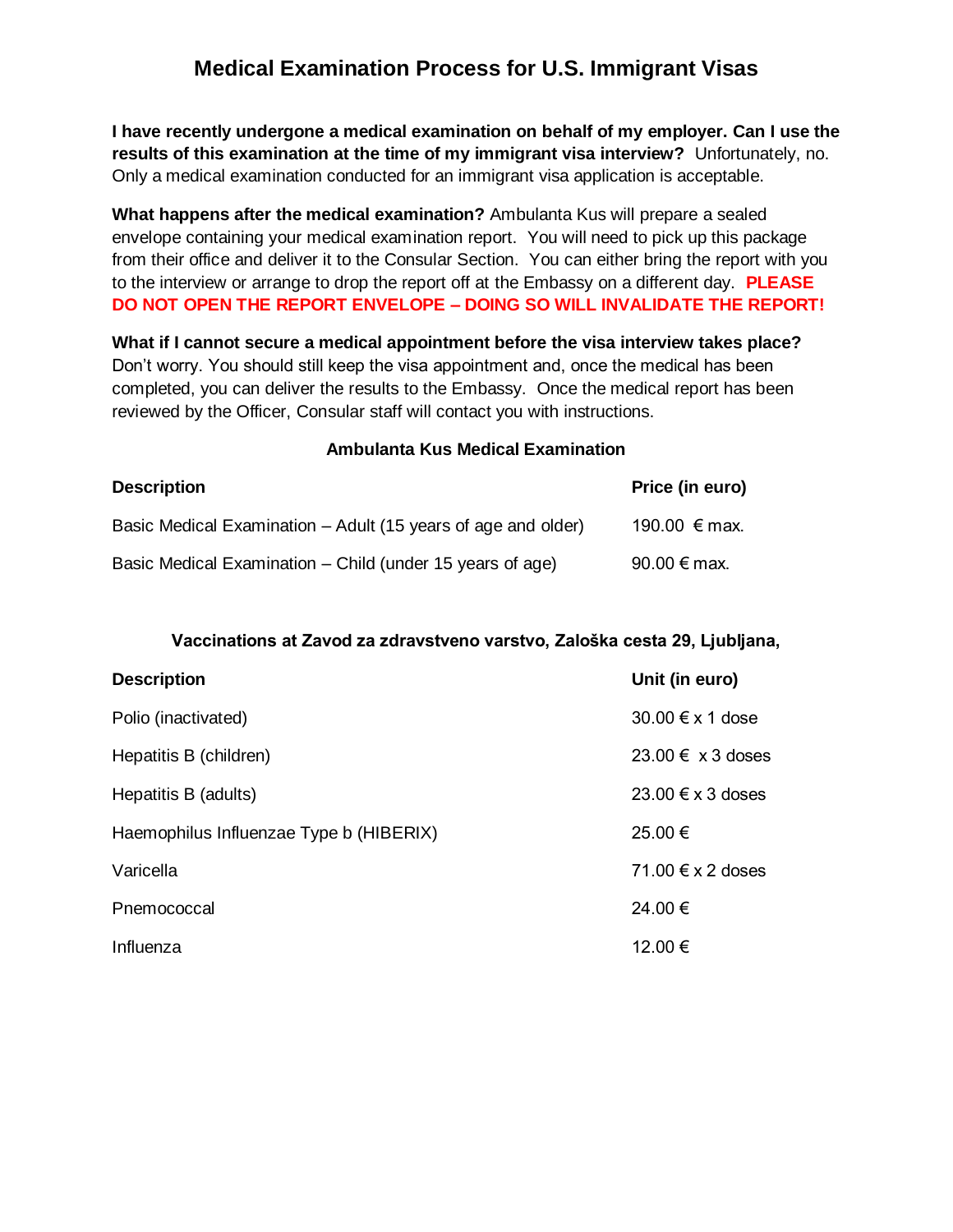# Medical Examination Process for U.S. Immigrant Visas

**I have recently undergone a medical examination on behalf of my employer. Can I use the results of this examination at the time of my immigrant visa interview?** Unfortunately, no. Only a medical examination conducted for an immigrant visa application is acceptable.

**What happens after the medical examination?** Ambulanta Kus will prepare a sealed envelope containing your medical examination report. You will need to pick up this package from their office and deliver it to the Consular Section. You can either bring the report with you to the interview or arrange to drop the report off at the Embassy on a different day. **PLEASE DO NOT OPEN THE REPORT ENVELOPE – DOING SO WILL INVALIDATE THE REPORT!**

**What if I cannot secure a medical appointment before the visa interview takes place?** Don't worry. You should still keep the visa appointment and, once the medical has been completed, you can deliver the results to the Embassy. Once the medical report has been reviewed by the Officer, Consular staff will contact you with instructions.

**Ambulanta Kus Medical Examination**

| **Description** | **Price (in euro)** |
|---|---|
| Basic Medical Examination – Adult (15 years of age and older) | 190.00 € max. |
| Basic Medical Examination – Child (under 15 years of age) | 90.00 € max. |

**Vaccinations at Zavod za zdravstveno varstvo, Zaloška cesta 29, Ljubljana,**

| **Description** | **Unit (in euro)** |
|---|---|
| Polio (inactivated) | 30.00 € x 1 dose |
| Hepatitis B (children) | 23.00 € x 3 doses |
| Hepatitis B (adults) | 23.00 € x 3 doses |
| Haemophilus Influenzae Type b (HIBERIX) | 25.00 € |
| Varicella | 71.00 € x 2 doses |
| Pnemococcal | 24.00 € |
| Influenza | 12.00 € |